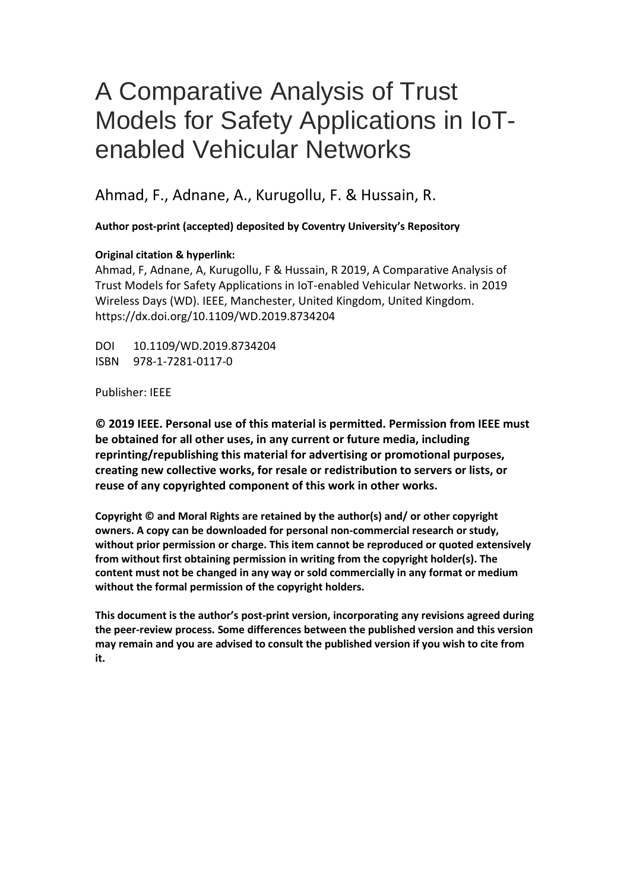# A Comparative Analysis of Trust Models for Safety Applications in IoT-enabled Vehicular Networks

Ahmad, F., Adnane, A., Kurugollu, F. & Hussain, R.

**Author post-print (accepted) deposited by Coventry University's Repository**

**Original citation & hyperlink:**

Ahmad, F, Adnane, A, Kurugollu, F & Hussain, R 2019, A Comparative Analysis of Trust Models for Safety Applications in IoT-enabled Vehicular Networks. in 2019 Wireless Days (WD). IEEE, Manchester, United Kingdom, United Kingdom. https://dx.doi.org/10.1109/WD.2019.8734204

DOI 10.1109/WD.2019.8734204
ISBN 978-1-7281-0117-0

Publisher: IEEE

**© 2019 IEEE. Personal use of this material is permitted. Permission from IEEE must be obtained for all other uses, in any current or future media, including reprinting/republishing this material for advertising or promotional purposes, creating new collective works, for resale or redistribution to servers or lists, or reuse of any copyrighted component of this work in other works.**

**Copyright © and Moral Rights are retained by the author(s) and/ or other copyright owners. A copy can be downloaded for personal non-commercial research or study, without prior permission or charge. This item cannot be reproduced or quoted extensively from without first obtaining permission in writing from the copyright holder(s). The content must not be changed in any way or sold commercially in any format or medium without the formal permission of the copyright holders.**

**This document is the author's post-print version, incorporating any revisions agreed during the peer-review process. Some differences between the published version and this version may remain and you are advised to consult the published version if you wish to cite from it.**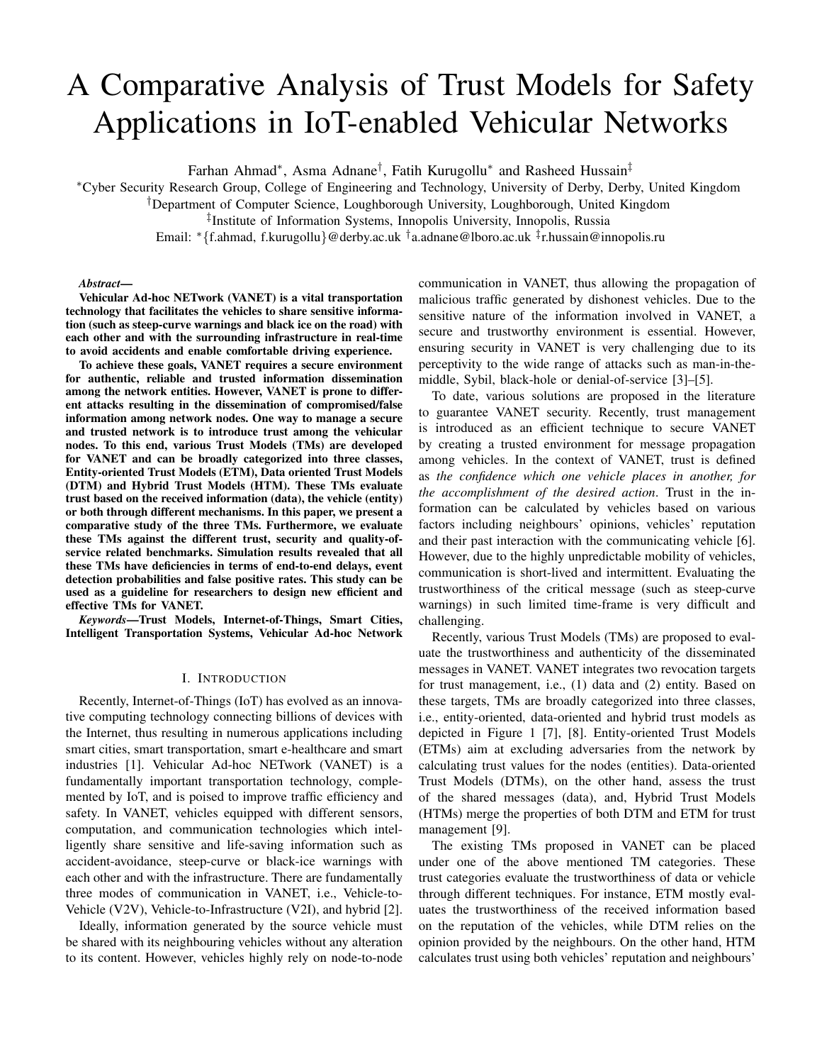# A Comparative Analysis of Trust Models for Safety Applications in IoT-enabled Vehicular Networks

Farhan Ahmad[*], Asma Adnane[†], Fatih Kurugollu[*] and Rasheed Hussain[‡]

[*]Cyber Security Research Group, College of Engineering and Technology, University of Derby, Derby, United Kingdom

[†]Department of Computer Science, Loughborough University, Loughborough, United Kingdom

[‡]Institute of Information Systems, Innopolis University, Innopolis, Russia

Email: [*]{f.ahmad, f.kurugollu}@derby.ac.uk [†]a.adnane@lboro.ac.uk [‡]r.hussain@innopolis.ru

***Abstract*—**

**Vehicular Ad-hoc NETwork (VANET) is a vital transportation technology that facilitates the vehicles to share sensitive information (such as steep-curve warnings and black ice on the road) with each other and with the surrounding infrastructure in real-time to avoid accidents and enable comfortable driving experience.**

**To achieve these goals, VANET requires a secure environment for authentic, reliable and trusted information dissemination among the network entities. However, VANET is prone to different attacks resulting in the dissemination of compromised/false information among network nodes. One way to manage a secure and trusted network is to introduce trust among the vehicular nodes. To this end, various Trust Models (TMs) are developed for VANET and can be broadly categorized into three classes, Entity-oriented Trust Models (ETM), Data oriented Trust Models (DTM) and Hybrid Trust Models (HTM). These TMs evaluate trust based on the received information (data), the vehicle (entity) or both through different mechanisms. In this paper, we present a comparative study of the three TMs. Furthermore, we evaluate these TMs against the different trust, security and quality-of-service related benchmarks. Simulation results revealed that all these TMs have deficiencies in terms of end-to-end delays, event detection probabilities and false positive rates. This study can be used as a guideline for researchers to design new efficient and effective TMs for VANET.**

***Keywords*—Trust Models, Internet-of-Things, Smart Cities, Intelligent Transportation Systems, Vehicular Ad-hoc Network**

## I. INTRODUCTION

Recently, Internet-of-Things (IoT) has evolved as an innovative computing technology connecting billions of devices with the Internet, thus resulting in numerous applications including smart cities, smart transportation, smart e-healthcare and smart industries [1]. Vehicular Ad-hoc NETwork (VANET) is a fundamentally important transportation technology, complemented by IoT, and is poised to improve traffic efficiency and safety. In VANET, vehicles equipped with different sensors, computation, and communication technologies which intelligently share sensitive and life-saving information such as accident-avoidance, steep-curve or black-ice warnings with each other and with the infrastructure. There are fundamentally three modes of communication in VANET, i.e., Vehicle-to-Vehicle (V2V), Vehicle-to-Infrastructure (V2I), and hybrid [2].

Ideally, information generated by the source vehicle must be shared with its neighbouring vehicles without any alteration to its content. However, vehicles highly rely on node-to-node communication in VANET, thus allowing the propagation of malicious traffic generated by dishonest vehicles. Due to the sensitive nature of the information involved in VANET, a secure and trustworthy environment is essential. However, ensuring security in VANET is very challenging due to its perceptivity to the wide range of attacks such as man-in-the-middle, Sybil, black-hole or denial-of-service [3]–[5].

To date, various solutions are proposed in the literature to guarantee VANET security. Recently, trust management is introduced as an efficient technique to secure VANET by creating a trusted environment for message propagation among vehicles. In the context of VANET, trust is defined as *the confidence which one vehicle places in another, for the accomplishment of the desired action*. Trust in the information can be calculated by vehicles based on various factors including neighbours' opinions, vehicles' reputation and their past interaction with the communicating vehicle [6]. However, due to the highly unpredictable mobility of vehicles, communication is short-lived and intermittent. Evaluating the trustworthiness of the critical message (such as steep-curve warnings) in such limited time-frame is very difficult and challenging.

Recently, various Trust Models (TMs) are proposed to evaluate the trustworthiness and authenticity of the disseminated messages in VANET. VANET integrates two revocation targets for trust management, i.e., (1) data and (2) entity. Based on these targets, TMs are broadly categorized into three classes, i.e., entity-oriented, data-oriented and hybrid trust models as depicted in Figure 1 [7], [8]. Entity-oriented Trust Models (ETMs) aim at excluding adversaries from the network by calculating trust values for the nodes (entities). Data-oriented Trust Models (DTMs), on the other hand, assess the trust of the shared messages (data), and, Hybrid Trust Models (HTMs) merge the properties of both DTM and ETM for trust management [9].

The existing TMs proposed in VANET can be placed under one of the above mentioned TM categories. These trust categories evaluate the trustworthiness of data or vehicle through different techniques. For instance, ETM mostly evaluates the trustworthiness of the received information based on the reputation of the vehicles, while DTM relies on the opinion provided by the neighbours. On the other hand, HTM calculates trust using both vehicles' reputation and neighbours'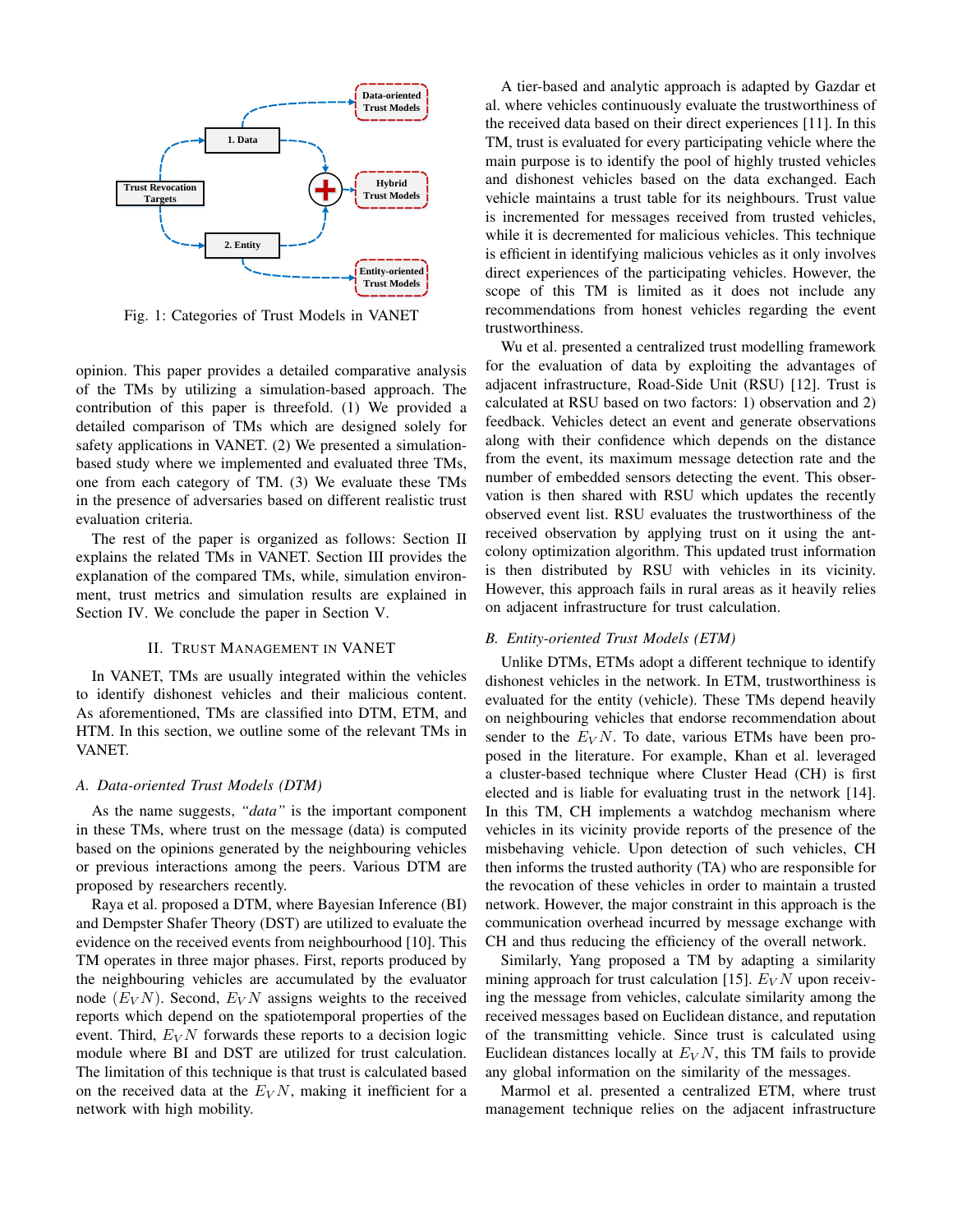Fig. 1: Categories of Trust Models in VANET

opinion. This paper provides a detailed comparative analysis of the TMs by utilizing a simulation-based approach. The contribution of this paper is threefold. (1) We provided a detailed comparison of TMs which are designed solely for safety applications in VANET. (2) We presented a simulation-based study where we implemented and evaluated three TMs, one from each category of TM. (3) We evaluate these TMs in the presence of adversaries based on different realistic trust evaluation criteria.

The rest of the paper is organized as follows: Section II explains the related TMs in VANET. Section III provides the explanation of the compared TMs, while, simulation environment, trust metrics and simulation results are explained in Section IV. We conclude the paper in Section V.

## II. Trust Management in VANET

In VANET, TMs are usually integrated within the vehicles to identify dishonest vehicles and their malicious content. As aforementioned, TMs are classified into DTM, ETM, and HTM. In this section, we outline some of the relevant TMs in VANET.

### A. Data-oriented Trust Models (DTM)

As the name suggests, *"data"* is the important component in these TMs, where trust on the message (data) is computed based on the opinions generated by the neighbouring vehicles or previous interactions among the peers. Various DTM are proposed by researchers recently.

Raya et al. proposed a DTM, where Bayesian Inference (BI) and Dempster Shafer Theory (DST) are utilized to evaluate the evidence on the received events from neighbourhood [10]. This TM operates in three major phases. First, reports produced by the neighbouring vehicles are accumulated by the evaluator node ($E_V N$). Second, $E_V N$ assigns weights to the received reports which depend on the spatiotemporal properties of the event. Third, $E_V N$ forwards these reports to a decision logic module where BI and DST are utilized for trust calculation. The limitation of this technique is that trust is calculated based on the received data at the $E_V N$, making it inefficient for a network with high mobility.

A tier-based and analytic approach is adapted by Gazdar et al. where vehicles continuously evaluate the trustworthiness of the received data based on their direct experiences [11]. In this TM, trust is evaluated for every participating vehicle where the main purpose is to identify the pool of highly trusted vehicles and dishonest vehicles based on the data exchanged. Each vehicle maintains a trust table for its neighbours. Trust value is incremented for messages received from trusted vehicles, while it is decremented for malicious vehicles. This technique is efficient in identifying malicious vehicles as it only involves direct experiences of the participating vehicles. However, the scope of this TM is limited as it does not include any recommendations from honest vehicles regarding the event trustworthiness.

Wu et al. presented a centralized trust modelling framework for the evaluation of data by exploiting the advantages of adjacent infrastructure, Road-Side Unit (RSU) [12]. Trust is calculated at RSU based on two factors: 1) observation and 2) feedback. Vehicles detect an event and generate observations along with their confidence which depends on the distance from the event, its maximum message detection rate and the number of embedded sensors detecting the event. This observation is then shared with RSU which updates the recently observed event list. RSU evaluates the trustworthiness of the received observation by applying trust on it using the ant-colony optimization algorithm. This updated trust information is then distributed by RSU with vehicles in its vicinity. However, this approach fails in rural areas as it heavily relies on adjacent infrastructure for trust calculation.

### B. Entity-oriented Trust Models (ETM)

Unlike DTMs, ETMs adopt a different technique to identify dishonest vehicles in the network. In ETM, trustworthiness is evaluated for the entity (vehicle). These TMs depend heavily on neighbouring vehicles that endorse recommendation about sender to the $E_V N$. To date, various ETMs have been proposed in the literature. For example, Khan et al. leveraged a cluster-based technique where Cluster Head (CH) is first elected and is liable for evaluating trust in the network [14]. In this TM, CH implements a watchdog mechanism where vehicles in its vicinity provide reports of the presence of the misbehaving vehicle. Upon detection of such vehicles, CH then informs the trusted authority (TA) who are responsible for the revocation of these vehicles in order to maintain a trusted network. However, the major constraint in this approach is the communication overhead incurred by message exchange with CH and thus reducing the efficiency of the overall network.

Similarly, Yang proposed a TM by adapting a similarity mining approach for trust calculation [15]. $E_V N$ upon receiving the message from vehicles, calculate similarity among the received messages based on Euclidean distance, and reputation of the transmitting vehicle. Since trust is calculated using Euclidean distances locally at $E_V N$, this TM fails to provide any global information on the similarity of the messages.

Marmol et al. presented a centralized ETM, where trust management technique relies on the adjacent infrastructure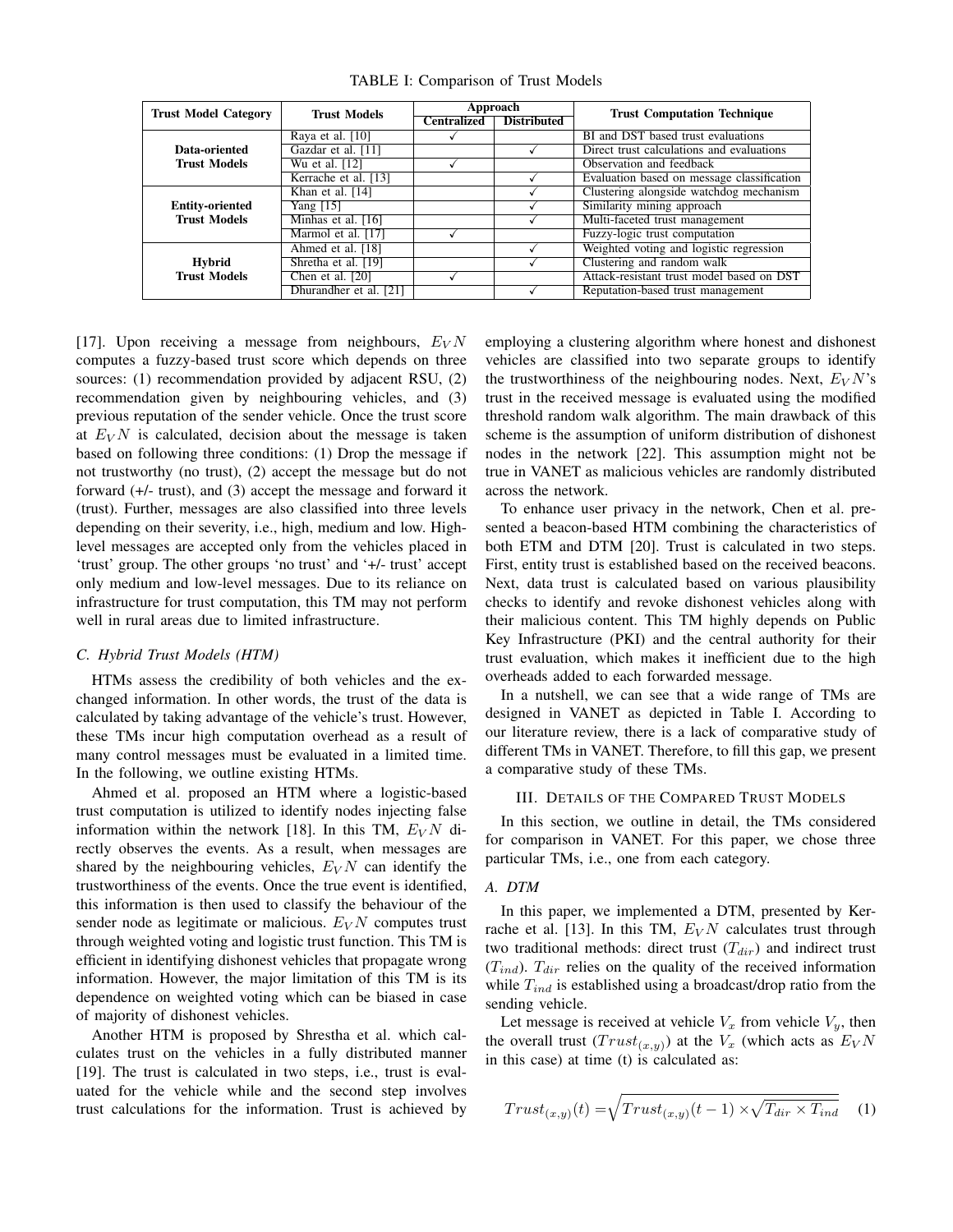TABLE I: Comparison of Trust Models

| Trust Model Category | Trust Models | Approach | | Trust Computation Technique |
|---|---|---|---|---|
| | | Centralized | Distributed | |
| **Data-oriented Trust Models** | Raya et al. [10] | ✓ | | BI and DST based trust evaluations |
| | Gazdar et al. [11] | | ✓ | Direct trust calculations and evaluations |
| | Wu et al. [12] | ✓ | | Observation and feedback |
| | Kerrache et al. [13] | | ✓ | Evaluation based on message classification |
| **Entity-oriented Trust Models** | Khan et al. [14] | | ✓ | Clustering alongside watchdog mechanism |
| | Yang [15] | | ✓ | Similarity mining approach |
| | Minhas et al. [16] | | ✓ | Multi-faceted trust management |
| | Marmol et al. [17] | ✓ | | Fuzzy-logic trust computation |
| **Hybrid Trust Models** | Ahmed et al. [18] | | ✓ | Weighted voting and logistic regression |
| | Shretha et al. [19] | | ✓ | Clustering and random walk |
| | Chen et al. [20] | ✓ | | Attack-resistant trust model based on DST |
| | Dhurandher et al. [21] | | ✓ | Reputation-based trust management |

[17]. Upon receiving a message from neighbours, $E_VN$ computes a fuzzy-based trust score which depends on three sources: (1) recommendation provided by adjacent RSU, (2) recommendation given by neighbouring vehicles, and (3) previous reputation of the sender vehicle. Once the trust score at $E_VN$ is calculated, decision about the message is taken based on following three conditions: (1) Drop the message if not trustworthy (no trust), (2) accept the message but do not forward (+/- trust), and (3) accept the message and forward it (trust). Further, messages are also classified into three levels depending on their severity, i.e., high, medium and low. High-level messages are accepted only from the vehicles placed in 'trust' group. The other groups 'no trust' and '+/- trust' accept only medium and low-level messages. Due to its reliance on infrastructure for trust computation, this TM may not perform well in rural areas due to limited infrastructure.

### C. Hybrid Trust Models (HTM)

HTMs assess the credibility of both vehicles and the exchanged information. In other words, the trust of the data is calculated by taking advantage of the vehicle's trust. However, these TMs incur high computation overhead as a result of many control messages must be evaluated in a limited time. In the following, we outline existing HTMs.

Ahmed et al. proposed an HTM where a logistic-based trust computation is utilized to identify nodes injecting false information within the network [18]. In this TM, $E_VN$ directly observes the events. As a result, when messages are shared by the neighbouring vehicles, $E_VN$ can identify the trustworthiness of the events. Once the true event is identified, this information is then used to classify the behaviour of the sender node as legitimate or malicious. $E_VN$ computes trust through weighted voting and logistic trust function. This TM is efficient in identifying dishonest vehicles that propagate wrong information. However, the major limitation of this TM is its dependence on weighted voting which can be biased in case of majority of dishonest vehicles.

Another HTM is proposed by Shrestha et al. which calculates trust on the vehicles in a fully distributed manner [19]. The trust is calculated in two steps, i.e., trust is evaluated for the vehicle while and the second step involves trust calculations for the information. Trust is achieved by employing a clustering algorithm where honest and dishonest vehicles are classified into two separate groups to identify the trustworthiness of the neighbouring nodes. Next, $E_VN$'s trust in the received message is evaluated using the modified threshold random walk algorithm. The main drawback of this scheme is the assumption of uniform distribution of dishonest nodes in the network [22]. This assumption might not be true in VANET as malicious vehicles are randomly distributed across the network.

To enhance user privacy in the network, Chen et al. presented a beacon-based HTM combining the characteristics of both ETM and DTM [20]. Trust is calculated in two steps. First, entity trust is established based on the received beacons. Next, data trust is calculated based on various plausibility checks to identify and revoke dishonest vehicles along with their malicious content. This TM highly depends on Public Key Infrastructure (PKI) and the central authority for their trust evaluation, which makes it inefficient due to the high overheads added to each forwarded message.

In a nutshell, we can see that a wide range of TMs are designed in VANET as depicted in Table I. According to our literature review, there is a lack of comparative study of different TMs in VANET. Therefore, to fill this gap, we present a comparative study of these TMs.

## III. Details of the Compared Trust Models

In this section, we outline in detail, the TMs considered for comparison in VANET. For this paper, we chose three particular TMs, i.e., one from each category.

### A. DTM

In this paper, we implemented a DTM, presented by Kerrache et al. [13]. In this TM, $E_VN$ calculates trust through two traditional methods: direct trust ($T_{dir}$) and indirect trust ($T_{ind}$). $T_{dir}$ relies on the quality of the received information while $T_{ind}$ is established using a broadcast/drop ratio from the sending vehicle.

Let message is received at vehicle $V_x$ from vehicle $V_y$, then the overall trust ($Trust_{(x,y)}$) at the $V_x$ (which acts as $E_VN$ in this case) at time (t) is calculated as:

$$Trust_{(x,y)}(t) = \sqrt{Trust_{(x,y)}(t-1) \times \sqrt{T_{dir} \times T_{ind}}} \quad (1)$$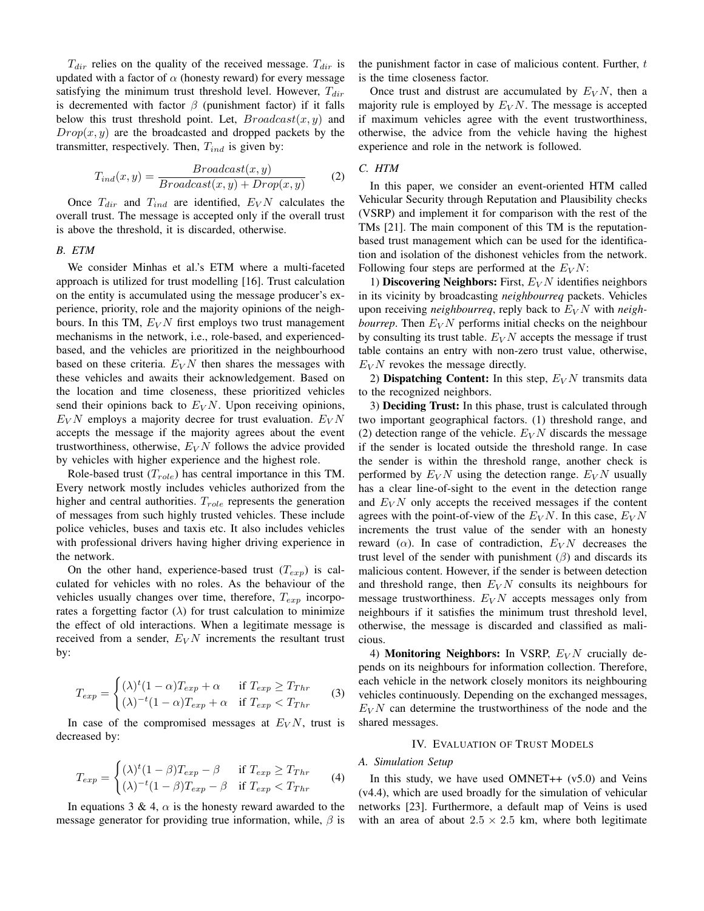$T_{dir}$ relies on the quality of the received message. $T_{dir}$ is updated with a factor of $\alpha$ (honesty reward) for every message satisfying the minimum trust threshold level. However, $T_{dir}$ is decremented with factor $\beta$ (punishment factor) if it falls below this trust threshold point. Let, $Broadcast(x, y)$ and $Drop(x, y)$ are the broadcasted and dropped packets by the transmitter, respectively. Then, $T_{ind}$ is given by:

$$T_{ind}(x, y) = \frac{Broadcast(x, y)}{Broadcast(x, y) + Drop(x, y)} \quad (2)$$

Once $T_{dir}$ and $T_{ind}$ are identified, $E_V N$ calculates the overall trust. The message is accepted only if the overall trust is above the threshold, it is discarded, otherwise.

### B. ETM

We consider Minhas et al.'s ETM where a multi-faceted approach is utilized for trust modelling [16]. Trust calculation on the entity is accumulated using the message producer's experience, priority, role and the majority opinions of the neighbours. In this TM, $E_V N$ first employs two trust management mechanisms in the network, i.e., role-based, and experienced-based, and the vehicles are prioritized in the neighbourhood based on these criteria. $E_V N$ then shares the messages with these vehicles and awaits their acknowledgement. Based on the location and time closeness, these prioritized vehicles send their opinions back to $E_V N$. Upon receiving opinions, $E_V N$ employs a majority decree for trust evaluation. $E_V N$ accepts the message if the majority agrees about the event trustworthiness, otherwise, $E_V N$ follows the advice provided by vehicles with higher experience and the highest role.

Role-based trust ($T_{role}$) has central importance in this TM. Every network mostly includes vehicles authorized from the higher and central authorities. $T_{role}$ represents the generation of messages from such highly trusted vehicles. These include police vehicles, buses and taxis etc. It also includes vehicles with professional drivers having higher driving experience in the network.

On the other hand, experience-based trust ($T_{exp}$) is calculated for vehicles with no roles. As the behaviour of the vehicles usually changes over time, therefore, $T_{exp}$ incorporates a forgetting factor ($\lambda$) for trust calculation to minimize the effect of old interactions. When a legitimate message is received from a sender, $E_V N$ increments the resultant trust by:

$$T_{exp} = \begin{cases} (\lambda)^t (1-\alpha) T_{exp} + \alpha & \text{if } T_{exp} \geq T_{Thr} \\ (\lambda)^{-t} (1-\alpha) T_{exp} + \alpha & \text{if } T_{exp} < T_{Thr} \end{cases} \quad (3)$$

In case of the compromised messages at $E_V N$, trust is decreased by:

$$T_{exp} = \begin{cases} (\lambda)^t (1-\beta) T_{exp} - \beta & \text{if } T_{exp} \geq T_{Thr} \\ (\lambda)^{-t} (1-\beta) T_{exp} - \beta & \text{if } T_{exp} < T_{Thr} \end{cases} \quad (4)$$

In equations 3 & 4, $\alpha$ is the honesty reward awarded to the message generator for providing true information, while, $\beta$ is the punishment factor in case of malicious content. Further, $t$ is the time closeness factor.

Once trust and distrust are accumulated by $E_V N$, then a majority rule is employed by $E_V N$. The message is accepted if maximum vehicles agree with the event trustworthiness, otherwise, the advice from the vehicle having the highest experience and role in the network is followed.

### C. HTM

In this paper, we consider an event-oriented HTM called Vehicular Security through Reputation and Plausibility checks (VSRP) and implement it for comparison with the rest of the TMs [21]. The main component of this TM is the reputation-based trust management which can be used for the identification and isolation of the dishonest vehicles from the network. Following four steps are performed at the $E_V N$:

1) **Discovering Neighbors:** First, $E_V N$ identifies neighbors in its vicinity by broadcasting *neighbourreq* packets. Vehicles upon receiving *neighbourreq*, reply back to $E_V N$ with *neighbourrep*. Then $E_V N$ performs initial checks on the neighbour by consulting its trust table. $E_V N$ accepts the message if trust table contains an entry with non-zero trust value, otherwise, $E_V N$ revokes the message directly.

2) **Dispatching Content:** In this step, $E_V N$ transmits data to the recognized neighbors.

3) **Deciding Trust:** In this phase, trust is calculated through two important geographical factors. (1) threshold range, and (2) detection range of the vehicle. $E_V N$ discards the message if the sender is located outside the threshold range. In case the sender is within the threshold range, another check is performed by $E_V N$ using the detection range. $E_V N$ usually has a clear line-of-sight to the event in the detection range and $E_V N$ only accepts the received messages if the content agrees with the point-of-view of the $E_V N$. In this case, $E_V N$ increments the trust value of the sender with an honesty reward ($\alpha$). In case of contradiction, $E_V N$ decreases the trust level of the sender with punishment ($\beta$) and discards its malicious content. However, if the sender is between detection and threshold range, then $E_V N$ consults its neighbours for message trustworthiness. $E_V N$ accepts messages only from neighbours if it satisfies the minimum trust threshold level, otherwise, the message is discarded and classified as malicious.

4) **Monitoring Neighbors:** In VSRP, $E_V N$ crucially depends on its neighbours for information collection. Therefore, each vehicle in the network closely monitors its neighbouring vehicles continuously. Depending on the exchanged messages, $E_V N$ can determine the trustworthiness of the node and the shared messages.

## IV. Evaluation of Trust Models

### A. Simulation Setup

In this study, we have used OMNET++ (v5.0) and Veins (v4.4), which are used broadly for the simulation of vehicular networks [23]. Furthermore, a default map of Veins is used with an area of about $2.5 \times 2.5$ km, where both legitimate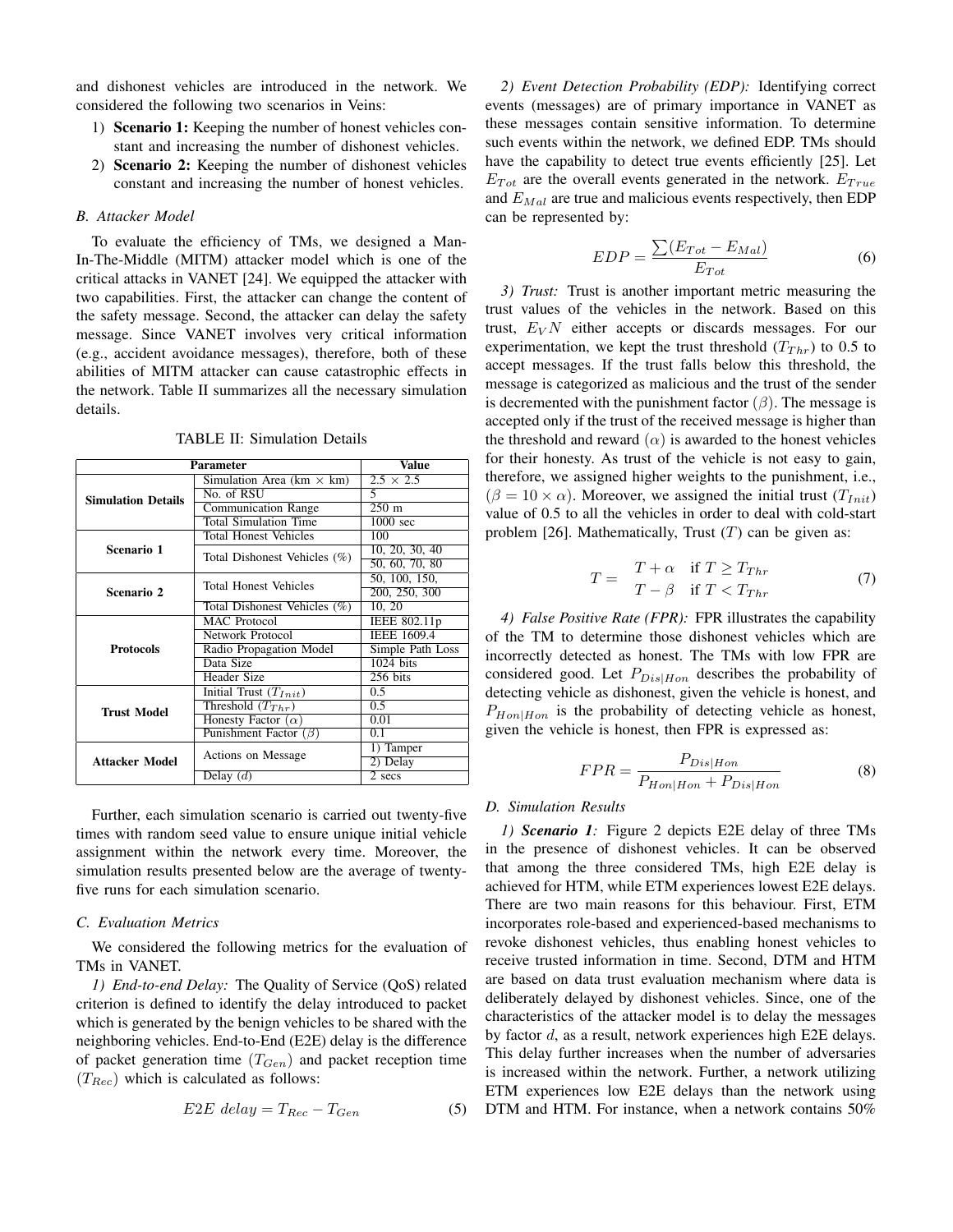and dishonest vehicles are introduced in the network. We considered the following two scenarios in Veins:

1) **Scenario 1:** Keeping the number of honest vehicles constant and increasing the number of dishonest vehicles.
2) **Scenario 2:** Keeping the number of dishonest vehicles constant and increasing the number of honest vehicles.

### B. Attacker Model

To evaluate the efficiency of TMs, we designed a Man-In-The-Middle (MITM) attacker model which is one of the critical attacks in VANET [24]. We equipped the attacker with two capabilities. First, the attacker can change the content of the safety message. Second, the attacker can delay the safety message. Since VANET involves very critical information (e.g., accident avoidance messages), therefore, both of these abilities of MITM attacker can cause catastrophic effects in the network. Table II summarizes all the necessary simulation details.

TABLE II: Simulation Details

| Parameter | | Value |
|---|---|---|
| **Simulation Details** | Simulation Area (km × km) | 2.5 × 2.5 |
| | No. of RSU | 5 |
| | Communication Range | 250 m |
| | Total Simulation Time | 1000 sec |
| **Scenario 1** | Total Honest Vehicles | 100 |
| | Total Dishonest Vehicles (%) | 10, 20, 30, 40 |
| | | 50, 60, 70, 80 |
| **Scenario 2** | Total Honest Vehicles | 50, 100, 150, |
| | | 200, 250, 300 |
| | Total Dishonest Vehicles (%) | 10, 20 |
| **Protocols** | MAC Protocol | IEEE 802.11p |
| | Network Protocol | IEEE 1609.4 |
| | Radio Propagation Model | Simple Path Loss |
| | Data Size | 1024 bits |
| | Header Size | 256 bits |
| **Trust Model** | Initial Trust ($T_{Init}$) | 0.5 |
| | Threshold ($T_{Thr}$) | 0.5 |
| | Honesty Factor ($\alpha$) | 0.01 |
| | Punishment Factor ($\beta$) | 0.1 |
| **Attacker Model** | Actions on Message | 1) Tamper |
| | | 2) Delay |
| | Delay ($d$) | 2 secs |

Further, each simulation scenario is carried out twenty-five times with random seed value to ensure unique initial vehicle assignment within the network every time. Moreover, the simulation results presented below are the average of twenty-five runs for each simulation scenario.

### C. Evaluation Metrics

We considered the following metrics for the evaluation of TMs in VANET.

*1) End-to-end Delay:* The Quality of Service (QoS) related criterion is defined to identify the delay introduced to packet which is generated by the benign vehicles to be shared with the neighboring vehicles. End-to-End (E2E) delay is the difference of packet generation time ($T_{Gen}$) and packet reception time ($T_{Rec}$) which is calculated as follows:

$$E2E\ delay = T_{Rec} - T_{Gen} \tag{5}$$

*2) Event Detection Probability (EDP):* Identifying correct events (messages) are of primary importance in VANET as these messages contain sensitive information. To determine such events within the network, we defined EDP. TMs should have the capability to detect true events efficiently [25]. Let $E_{Tot}$ are the overall events generated in the network. $E_{True}$ and $E_{Mal}$ are true and malicious events respectively, then EDP can be represented by:

$$EDP = \frac{\sum(E_{Tot} - E_{Mal})}{E_{Tot}} \tag{6}$$

*3) Trust:* Trust is another important metric measuring the trust values of the vehicles in the network. Based on this trust, $E_VN$ either accepts or discards messages. For our experimentation, we kept the trust threshold ($T_{Thr}$) to 0.5 to accept messages. If the trust falls below this threshold, the message is categorized as malicious and the trust of the sender is decremented with the punishment factor ($\beta$). The message is accepted only if the trust of the received message is higher than the threshold and reward ($\alpha$) is awarded to the honest vehicles for their honesty. As trust of the vehicle is not easy to gain, therefore, we assigned higher weights to the punishment, i.e., ($\beta = 10 \times \alpha$). Moreover, we assigned the initial trust ($T_{Init}$) value of 0.5 to all the vehicles in order to deal with cold-start problem [26]. Mathematically, Trust ($T$) can be given as:

$$T = \begin{array}{ll} T + \alpha & \text{if } T \geq T_{Thr} \\ T - \beta & \text{if } T < T_{Thr} \end{array} \tag{7}$$

*4) False Positive Rate (FPR):* FPR illustrates the capability of the TM to determine those dishonest vehicles which are incorrectly detected as honest. The TMs with low FPR are considered good. Let $P_{Dis|Hon}$ describes the probability of detecting vehicle as dishonest, given the vehicle is honest, and $P_{Hon|Hon}$ is the probability of detecting vehicle as honest, given the vehicle is honest, then FPR is expressed as:

$$FPR = \frac{P_{Dis|Hon}}{P_{Hon|Hon} + P_{Dis|Hon}} \tag{8}$$

### D. Simulation Results

*1) **Scenario 1**:* Figure 2 depicts E2E delay of three TMs in the presence of dishonest vehicles. It can be observed that among the three considered TMs, high E2E delay is achieved for HTM, while ETM experiences lowest E2E delays. There are two main reasons for this behaviour. First, ETM incorporates role-based and experienced-based mechanisms to revoke dishonest vehicles, thus enabling honest vehicles to receive trusted information in time. Second, DTM and HTM are based on data trust evaluation mechanism where data is deliberately delayed by dishonest vehicles. Since, one of the characteristics of the attacker model is to delay the messages by factor $d$, as a result, network experiences high E2E delays. This delay further increases when the number of adversaries is increased within the network. Further, a network utilizing ETM experiences low E2E delays than the network using DTM and HTM. For instance, when a network contains 50%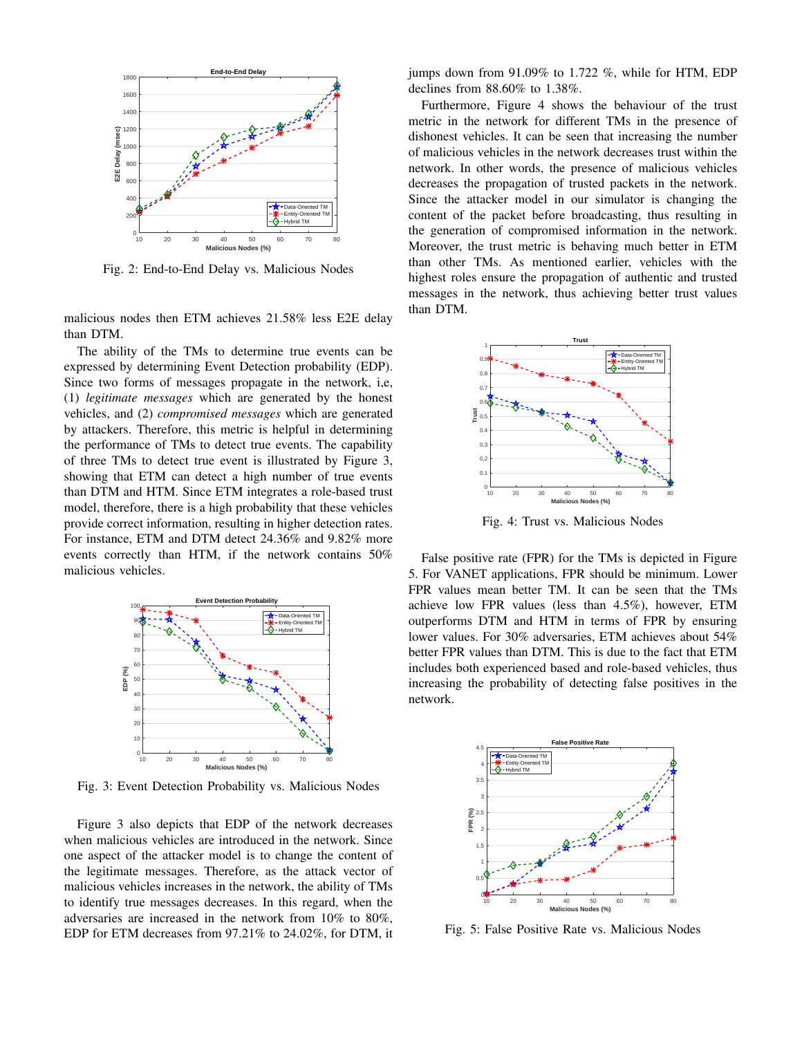Fig. 2: End-to-End Delay vs. Malicious Nodes

malicious nodes then ETM achieves 21.58% less E2E delay than DTM.

The ability of the TMs to determine true events can be expressed by determining Event Detection probability (EDP). Since two forms of messages propagate in the network, i,e, (1) *legitimate messages* which are generated by the honest vehicles, and (2) *compromised messages* which are generated by attackers. Therefore, this metric is helpful in determining the performance of TMs to detect true events. The capability of three TMs to detect true event is illustrated by Figure 3, showing that ETM can detect a high number of true events than DTM and HTM. Since ETM integrates a role-based trust model, therefore, there is a high probability that these vehicles provide correct information, resulting in higher detection rates. For instance, ETM and DTM detect 24.36% and 9.82% more events correctly than HTM, if the network contains 50% malicious vehicles.

Fig. 3: Event Detection Probability vs. Malicious Nodes

Figure 3 also depicts that EDP of the network decreases when malicious vehicles are introduced in the network. Since one aspect of the attacker model is to change the content of the legitimate messages. Therefore, as the attack vector of malicious vehicles increases in the network, the ability of TMs to identify true messages decreases. In this regard, when the adversaries are increased in the network from 10% to 80%, EDP for ETM decreases from 97.21% to 24.02%, for DTM, it jumps down from 91.09% to 1.722 %, while for HTM, EDP declines from 88.60% to 1.38%.

Furthermore, Figure 4 shows the behaviour of the trust metric in the network for different TMs in the presence of dishonest vehicles. It can be seen that increasing the number of malicious vehicles in the network decreases trust within the network. In other words, the presence of malicious vehicles decreases the propagation of trusted packets in the network. Since the attacker model in our simulator is changing the content of the packet before broadcasting, thus resulting in the generation of compromised information in the network. Moreover, the trust metric is behaving much better in ETM than other TMs. As mentioned earlier, vehicles with the highest roles ensure the propagation of authentic and trusted messages in the network, thus achieving better trust values than DTM.

Fig. 4: Trust vs. Malicious Nodes

False positive rate (FPR) for the TMs is depicted in Figure 5. For VANET applications, FPR should be minimum. Lower FPR values mean better TM. It can be seen that the TMs achieve low FPR values (less than 4.5%), however, ETM outperforms DTM and HTM in terms of FPR by ensuring lower values. For 30% adversaries, ETM achieves about 54% better FPR values than DTM. This is due to the fact that ETM includes both experienced based and role-based vehicles, thus increasing the probability of detecting false positives in the network.

Fig. 5: False Positive Rate vs. Malicious Nodes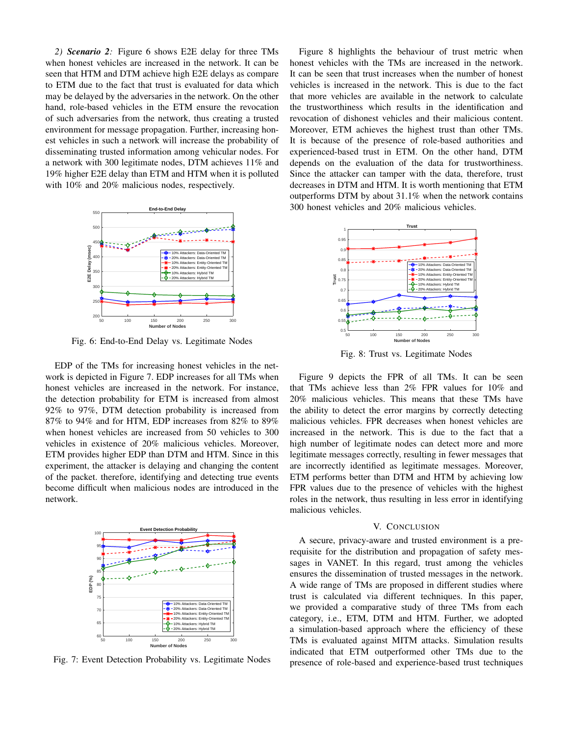*2) **Scenario 2**:* Figure 6 shows E2E delay for three TMs when honest vehicles are increased in the network. It can be seen that HTM and DTM achieve high E2E delays as compare to ETM due to the fact that trust is evaluated for data which may be delayed by the adversaries in the network. On the other hand, role-based vehicles in the ETM ensure the revocation of such adversaries from the network, thus creating a trusted environment for message propagation. Further, increasing honest vehicles in such a network will increase the probability of disseminating trusted information among vehicular nodes. For a network with 300 legitimate nodes, DTM achieves 11% and 19% higher E2E delay than ETM and HTM when it is polluted with 10% and 20% malicious nodes, respectively.

Fig. 6: End-to-End Delay vs. Legitimate Nodes

EDP of the TMs for increasing honest vehicles in the network is depicted in Figure 7. EDP increases for all TMs when honest vehicles are increased in the network. For instance, the detection probability for ETM is increased from almost 92% to 97%, DTM detection probability is increased from 87% to 94% and for HTM, EDP increases from 82% to 89% when honest vehicles are increased from 50 vehicles to 300 vehicles in existence of 20% malicious vehicles. Moreover, ETM provides higher EDP than DTM and HTM. Since in this experiment, the attacker is delaying and changing the content of the packet. therefore, identifying and detecting true events become difficult when malicious nodes are introduced in the network.

Fig. 7: Event Detection Probability vs. Legitimate Nodes

Figure 8 highlights the behaviour of trust metric when honest vehicles with the TMs are increased in the network. It can be seen that trust increases when the number of honest vehicles is increased in the network. This is due to the fact that more vehicles are available in the network to calculate the trustworthiness which results in the identification and revocation of dishonest vehicles and their malicious content. Moreover, ETM achieves the highest trust than other TMs. It is because of the presence of role-based authorities and experienced-based trust in ETM. On the other hand, DTM depends on the evaluation of the data for trustworthiness. Since the attacker can tamper with the data, therefore, trust decreases in DTM and HTM. It is worth mentioning that ETM outperforms DTM by about 31.1% when the network contains 300 honest vehicles and 20% malicious vehicles.

Fig. 8: Trust vs. Legitimate Nodes

Figure 9 depicts the FPR of all TMs. It can be seen that TMs achieve less than 2% FPR values for 10% and 20% malicious vehicles. This means that these TMs have the ability to detect the error margins by correctly detecting malicious vehicles. FPR decreases when honest vehicles are increased in the network. This is due to the fact that a high number of legitimate nodes can detect more and more legitimate messages correctly, resulting in fewer messages that are incorrectly identified as legitimate messages. Moreover, ETM performs better than DTM and HTM by achieving low FPR values due to the presence of vehicles with the highest roles in the network, thus resulting in less error in identifying malicious vehicles.

## V. Conclusion

A secure, privacy-aware and trusted environment is a prerequisite for the distribution and propagation of safety messages in VANET. In this regard, trust among the vehicles ensures the dissemination of trusted messages in the network. A wide range of TMs are proposed in different studies where trust is calculated via different techniques. In this paper, we provided a comparative study of three TMs from each category, i.e., ETM, DTM and HTM. Further, we adopted a simulation-based approach where the efficiency of these TMs is evaluated against MITM attacks. Simulation results indicated that ETM outperformed other TMs due to the presence of role-based and experience-based trust techniques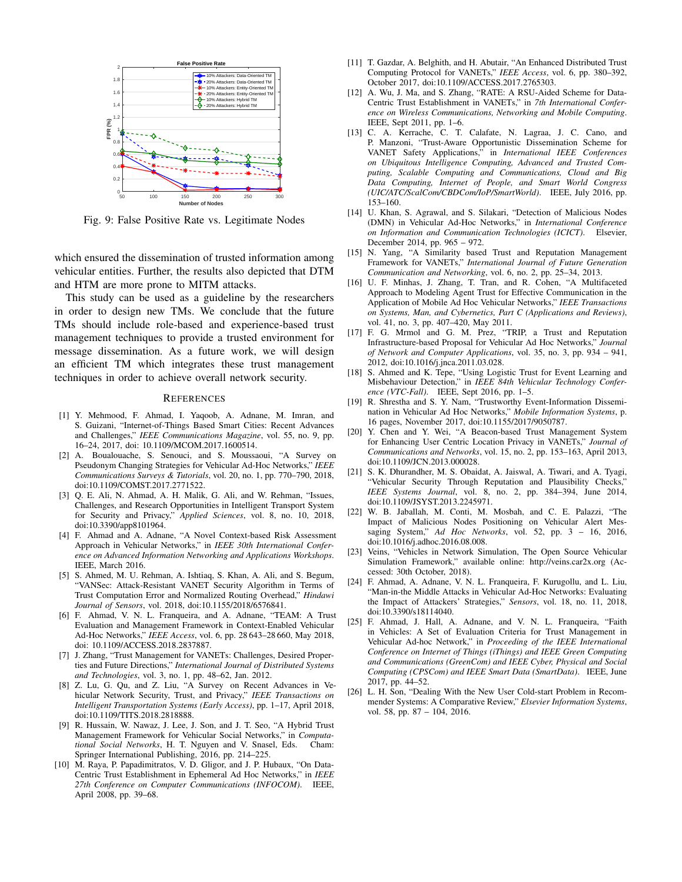False Positive Rate

FPR (%)

Number of Nodes

10% Attackers: Data-Oriented TM
20% Attackers: Data-Oriented TM
10% Attackers: Entity-Oriented TM
20% Attackers: Entity-Oriented TM
10% Attackers: Hybrid TM
20% Attackers: Hybrid TM

0
0.2
0.4
0.6
0.8
1
1.2
1.4
1.6
1.8
2

50
100
150
200
250
300

Fig. 9: False Positive Rate vs. Legitimate Nodes

which ensured the dissemination of trusted information among vehicular entities. Further, the results also depicted that DTM and HTM are more prone to MITM attacks.

This study can be used as a guideline by the researchers in order to design new TMs. We conclude that the future TMs should include role-based and experience-based trust management techniques to provide a trusted environment for message dissemination. As a future work, we will design an efficient TM which integrates these trust management techniques in order to achieve overall network security.

## References

[1] Y. Mehmood, F. Ahmad, I. Yaqoob, A. Adnane, M. Imran, and S. Guizani, "Internet-of-Things Based Smart Cities: Recent Advances and Challenges," *IEEE Communications Magazine*, vol. 55, no. 9, pp. 16–24, 2017, doi: 10.1109/MCOM.2017.1600514.

[2] A. Boualouache, S. Senouci, and S. Moussaoui, "A Survey on Pseudonym Changing Strategies for Vehicular Ad-Hoc Networks," *IEEE Communications Surveys & Tutorials*, vol. 20, no. 1, pp. 770–790, 2018, doi:10.1109/COMST.2017.2771522.

[3] Q. E. Ali, N. Ahmad, A. H. Malik, G. Ali, and W. Rehman, "Issues, Challenges, and Research Opportunities in Intelligent Transport System for Security and Privacy," *Applied Sciences*, vol. 8, no. 10, 2018, doi:10.3390/app8101964.

[4] F. Ahmad and A. Adnane, "A Novel Context-based Risk Assessment Approach in Vehicular Networks," in *IEEE 30th International Conference on Advanced Information Networking and Applications Workshops*. IEEE, March 2016.

[5] S. Ahmed, M. U. Rehman, A. Ishtiaq, S. Khan, A. Ali, and S. Begum, "VANSec: Attack-Resistant VANET Security Algorithm in Terms of Trust Computation Error and Normalized Routing Overhead," *Hindawi Journal of Sensors*, vol. 2018, doi:10.1155/2018/6576841.

[6] F. Ahmad, V. N. L. Franqueira, and A. Adnane, "TEAM: A Trust Evaluation and Management Framework in Context-Enabled Vehicular Ad-Hoc Networks," *IEEE Access*, vol. 6, pp. 28 643–28 660, May 2018, doi: 10.1109/ACCESS.2018.2837887.

[7] J. Zhang, "Trust Management for VANETs: Challenges, Desired Properties and Future Directions," *International Journal of Distributed Systems and Technologies*, vol. 3, no. 1, pp. 48–62, Jan. 2012.

[8] Z. Lu, G. Qu, and Z. Liu, "A Survey on Recent Advances in Vehicular Network Security, Trust, and Privacy," *IEEE Transactions on Intelligent Transportation Systems (Early Access)*, pp. 1–17, April 2018, doi:10.1109/TITS.2018.2818888.

[9] R. Hussain, W. Nawaz, J. Lee, J. Son, and J. T. Seo, "A Hybrid Trust Management Framework for Vehicular Social Networks," in *Computational Social Networks*, H. T. Nguyen and V. Snasel, Eds. Cham: Springer International Publishing, 2016, pp. 214–225.

[10] M. Raya, P. Papadimitratos, V. D. Gligor, and J. P. Hubaux, "On Data-Centric Trust Establishment in Ephemeral Ad Hoc Networks," in *IEEE 27th Conference on Computer Communications (INFOCOM)*. IEEE, April 2008, pp. 39–68.

[11] T. Gazdar, A. Belghith, and H. Abutair, "An Enhanced Distributed Trust Computing Protocol for VANETs," *IEEE Access*, vol. 6, pp. 380–392, October 2017, doi:10.1109/ACCESS.2017.2765303.

[12] A. Wu, J. Ma, and S. Zhang, "RATE: A RSU-Aided Scheme for Data-Centric Trust Establishment in VANETs," in *7th International Conference on Wireless Communications, Networking and Mobile Computing*. IEEE, Sept 2011, pp. 1–6.

[13] C. A. Kerrache, C. T. Calafate, N. Lagraa, J. C. Cano, and P. Manzoni, "Trust-Aware Opportunistic Dissemination Scheme for VANET Safety Applications," in *International IEEE Conferences on Ubiquitous Intelligence Computing, Advanced and Trusted Computing, Scalable Computing and Communications, Cloud and Big Data Computing, Internet of People, and Smart World Congress (UIC/ATC/ScalCom/CBDCom/IoP/SmartWorld)*. IEEE, July 2016, pp. 153–160.

[14] U. Khan, S. Agrawal, and S. Silakari, "Detection of Malicious Nodes (DMN) in Vehicular Ad-Hoc Networks," in *International Conference on Information and Communication Technologies (ICICT)*. Elsevier, December 2014, pp. 965 – 972.

[15] N. Yang, "A Similarity based Trust and Reputation Management Framework for VANETs," *International Journal of Future Generation Communication and Networking*, vol. 6, no. 2, pp. 25–34, 2013.

[16] U. F. Minhas, J. Zhang, T. Tran, and R. Cohen, "A Multifaceted Approach to Modeling Agent Trust for Effective Communication in the Application of Mobile Ad Hoc Vehicular Networks," *IEEE Transactions on Systems, Man, and Cybernetics, Part C (Applications and Reviews)*, vol. 41, no. 3, pp. 407–420, May 2011.

[17] F. G. Mrmol and G. M. Prez, "TRIP, a Trust and Reputation Infrastructure-based Proposal for Vehicular Ad Hoc Networks," *Journal of Network and Computer Applications*, vol. 35, no. 3, pp. 934 – 941, 2012, doi:10.1016/j.jnca.2011.03.028.

[18] S. Ahmed and K. Tepe, "Using Logistic Trust for Event Learning and Misbehaviour Detection," in *IEEE 84th Vehicular Technology Conference (VTC-Fall)*. IEEE, Sept 2016, pp. 1–5.

[19] R. Shrestha and S. Y. Nam, "Trustworthy Event-Information Dissemination in Vehicular Ad Hoc Networks," *Mobile Information Systems*, p. 16 pages, November 2017, doi:10.1155/2017/9050787.

[20] Y. Chen and Y. Wei, "A Beacon-based Trust Management System for Enhancing User Centric Location Privacy in VANETs," *Journal of Communications and Networks*, vol. 15, no. 2, pp. 153–163, April 2013, doi:10.1109/JCN.2013.000028.

[21] S. K. Dhurandher, M. S. Obaidat, A. Jaiswal, A. Tiwari, and A. Tyagi, "Vehicular Security Through Reputation and Plausibility Checks," *IEEE Systems Journal*, vol. 8, no. 2, pp. 384–394, June 2014, doi:10.1109/JSYST.2013.2245971.

[22] W. B. Jaballah, M. Conti, M. Mosbah, and C. E. Palazzi, "The Impact of Malicious Nodes Positioning on Vehicular Alert Messaging System," *Ad Hoc Networks*, vol. 52, pp. 3 – 16, 2016, doi:10.1016/j.adhoc.2016.08.008.

[23] Veins, "Vehicles in Network Simulation, The Open Source Vehicular Simulation Framework," available online: http://veins.car2x.org (Accessed: 30th October, 2018).

[24] F. Ahmad, A. Adnane, V. N. L. Franqueira, F. Kurugollu, and L. Liu, "Man-in-the Middle Attacks in Vehicular Ad-Hoc Networks: Evaluating the Impact of Attackers' Strategies," *Sensors*, vol. 18, no. 11, 2018, doi:10.3390/s18114040.

[25] F. Ahmad, J. Hall, A. Adnane, and V. N. L. Franqueira, "Faith in Vehicles: A Set of Evaluation Criteria for Trust Management in Vehicular Ad-hoc Network," in *Proceeding of the IEEE International Conference on Internet of Things (iThings) and IEEE Green Computing and Communications (GreenCom) and IEEE Cyber, Physical and Social Computing (CPSCom) and IEEE Smart Data (SmartData)*. IEEE, June 2017, pp. 44–52.

[26] L. H. Son, "Dealing With the New User Cold-start Problem in Recommender Systems: A Comparative Review," *Elsevier Information Systems*, vol. 58, pp. 87 – 104, 2016.